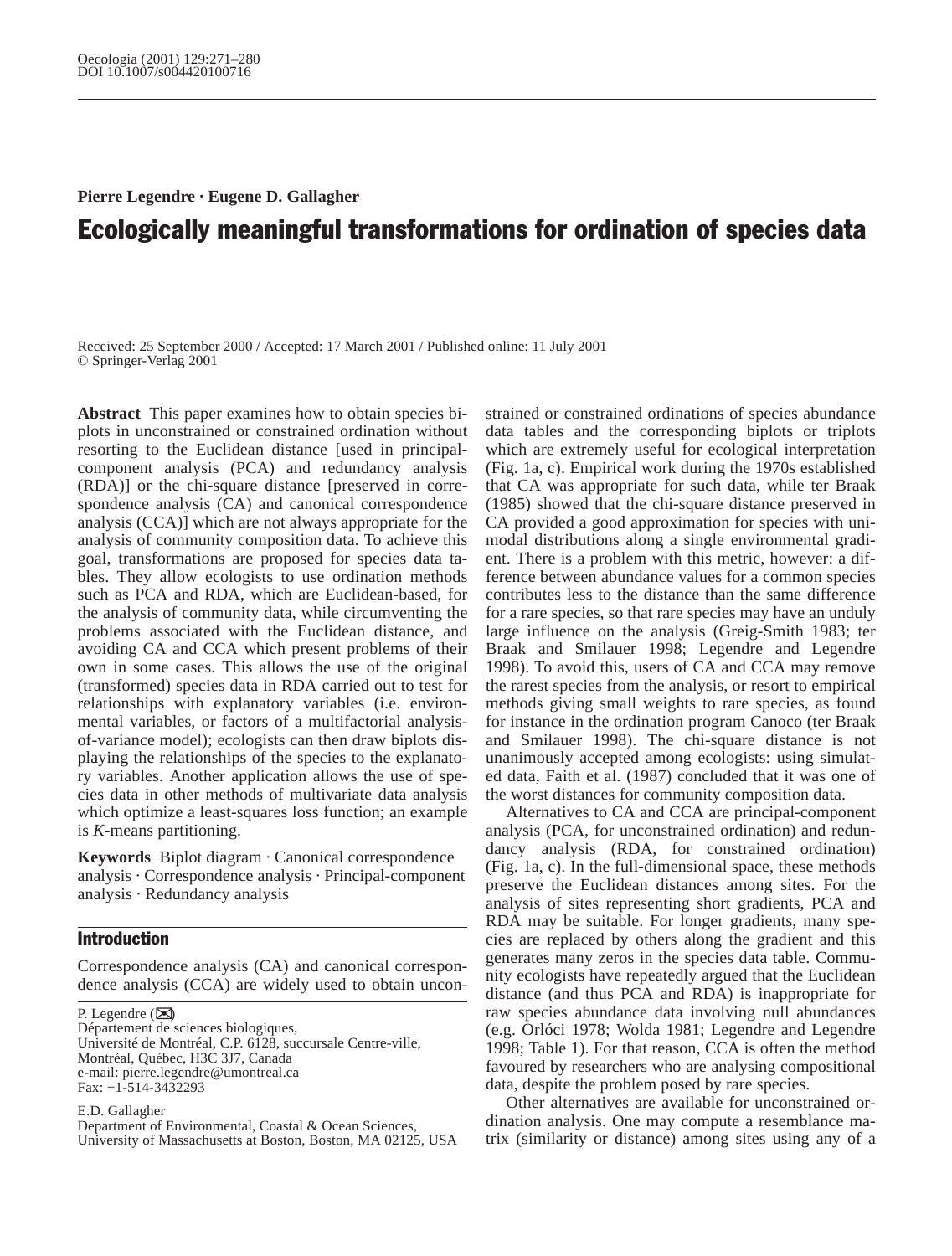Pierre Legendre · Eugene D. Gallagher

# Ecologically meaningful transformations for ordination of species data

Received: 25 September 2000 / Accepted: 17 March 2001 / Published online: 11 July 2001
© Springer-Verlag 2001

**Abstract** This paper examines how to obtain species biplots in unconstrained or constrained ordination without resorting to the Euclidean distance [used in principal-component analysis (PCA) and redundancy analysis (RDA)] or the chi-square distance [preserved in correspondence analysis (CA) and canonical correspondence analysis (CCA)] which are not always appropriate for the analysis of community composition data. To achieve this goal, transformations are proposed for species data tables. They allow ecologists to use ordination methods such as PCA and RDA, which are Euclidean-based, for the analysis of community data, while circumventing the problems associated with the Euclidean distance, and avoiding CA and CCA which present problems of their own in some cases. This allows the use of the original (transformed) species data in RDA carried out to test for relationships with explanatory variables (i.e. environmental variables, or factors of a multifactorial analysis-of-variance model); ecologists can then draw biplots displaying the relationships of the species to the explanatory variables. Another application allows the use of species data in other methods of multivariate data analysis which optimize a least-squares loss function; an example is *K*-means partitioning.

**Keywords** Biplot diagram · Canonical correspondence analysis · Correspondence analysis · Principal-component analysis · Redundancy analysis

## Introduction

Correspondence analysis (CA) and canonical correspondence analysis (CCA) are widely used to obtain unconstrained or constrained ordinations of species abundance data tables and the corresponding biplots or triplots which are extremely useful for ecological interpretation (Fig. 1a, c). Empirical work during the 1970s established that CA was appropriate for such data, while ter Braak (1985) showed that the chi-square distance preserved in CA provided a good approximation for species with unimodal distributions along a single environmental gradient. There is a problem with this metric, however: a difference between abundance values for a common species contributes less to the distance than the same difference for a rare species, so that rare species may have an unduly large influence on the analysis (Greig-Smith 1983; ter Braak and Smilauer 1998; Legendre and Legendre 1998). To avoid this, users of CA and CCA may remove the rarest species from the analysis, or resort to empirical methods giving small weights to rare species, as found for instance in the ordination program Canoco (ter Braak and Smilauer 1998). The chi-square distance is not unanimously accepted among ecologists: using simulated data, Faith et al. (1987) concluded that it was one of the worst distances for community composition data.

Alternatives to CA and CCA are principal-component analysis (PCA, for unconstrained ordination) and redundancy analysis (RDA, for constrained ordination) (Fig. 1a, c). In the full-dimensional space, these methods preserve the Euclidean distances among sites. For the analysis of sites representing short gradients, PCA and RDA may be suitable. For longer gradients, many species are replaced by others along the gradient and this generates many zeros in the species data table. Community ecologists have repeatedly argued that the Euclidean distance (and thus PCA and RDA) is inappropriate for raw species abundance data involving null abundances (e.g. Orlóci 1978; Wolda 1981; Legendre and Legendre 1998; Table 1). For that reason, CCA is often the method favoured by researchers who are analysing compositional data, despite the problem posed by rare species.

Other alternatives are available for unconstrained ordination analysis. One may compute a resemblance matrix (similarity or distance) among sites using any of a

P. Legendre (✉)
Département de sciences biologiques,
Université de Montréal, C.P. 6128, succursale Centre-ville,
Montréal, Québec, H3C 3J7, Canada
e-mail: pierre.legendre@umontreal.ca
Fax: +1-514-3432293

E.D. Gallagher
Department of Environmental, Coastal & Ocean Sciences,
University of Massachusetts at Boston, Boston, MA 02125, USA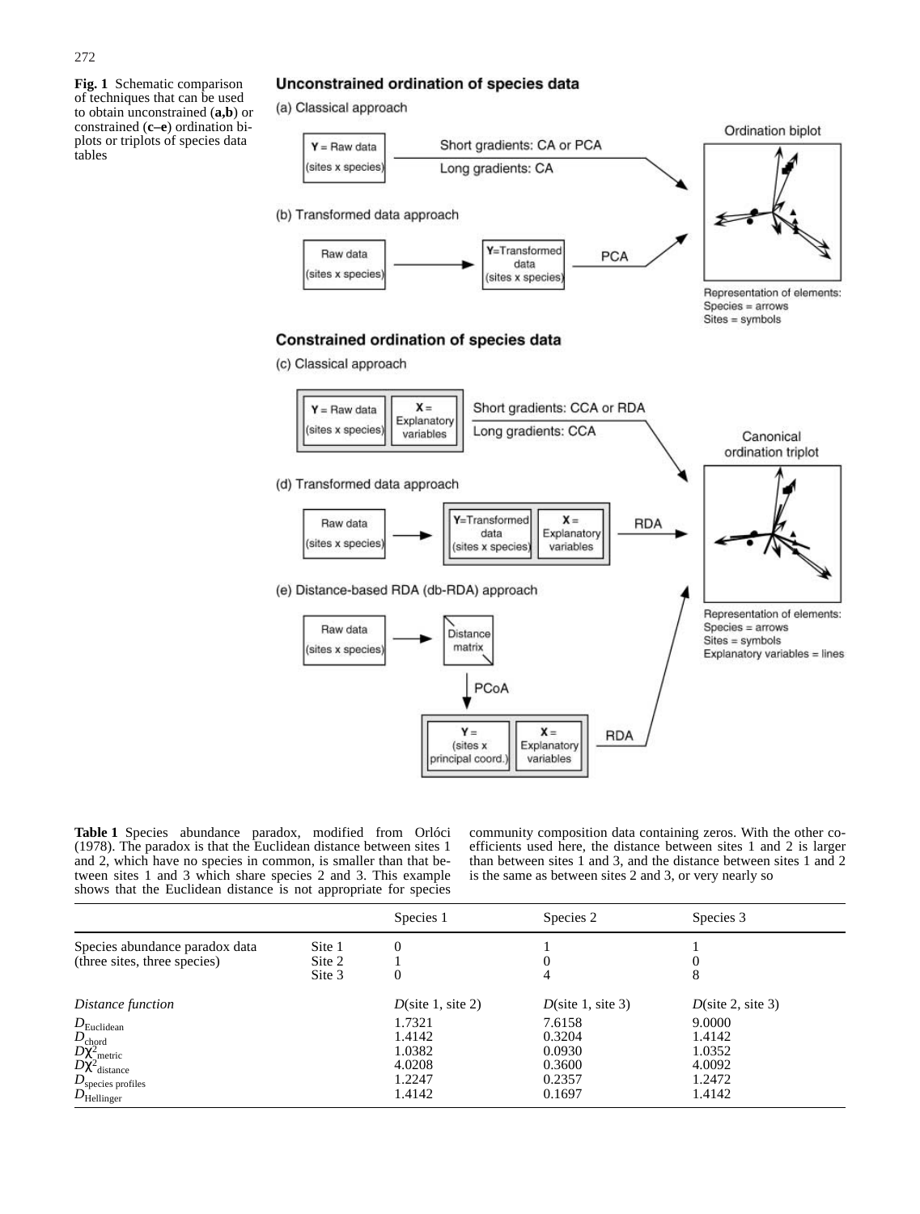**Fig. 1** Schematic comparison of techniques that can be used to obtain unconstrained (**a,b**) or constrained (**c–e**) ordination biplots or triplots of species data tables

**Table 1** Species abundance paradox, modified from Orlóci (1978). The paradox is that the Euclidean distance between sites 1 and 2, which have no species in common, is smaller than that between sites 1 and 3 which share species 2 and 3. This example shows that the Euclidean distance is not appropriate for species community composition data containing zeros. With the other coefficients used here, the distance between sites 1 and 2 is larger than between sites 1 and 3, and the distance between sites 1 and 2 is the same as between sites 2 and 3, or very nearly so

| | | Species 1 | Species 2 | Species 3 |
|---|---|---|---|---|
| Species abundance paradox data (three sites, three species) | Site 1 | 0 | 1 | 1 |
| | Site 2 | 1 | 0 | 0 |
| | Site 3 | 0 | 4 | 8 |
| *Distance function* | | *D*(site 1, site 2) | *D*(site 1, site 3) | *D*(site 2, site 3) |
| $D_{\text{Euclidean}}$ | | 1.7321 | 7.6158 | 9.0000 |
| $D_{\text{chord}}$ | | 1.4142 | 0.3204 | 1.4142 |
| $D\chi^2_{\text{metric}}$ | | 1.0382 | 0.0930 | 1.0352 |
| $D\chi^2_{\text{distance}}$ | | 4.0208 | 0.3600 | 4.0092 |
| $D_{\text{species profiles}}$ | | 1.2247 | 0.2357 | 1.2472 |
| $D_{\text{Hellinger}}$ | | 1.4142 | 0.1697 | 1.4142 |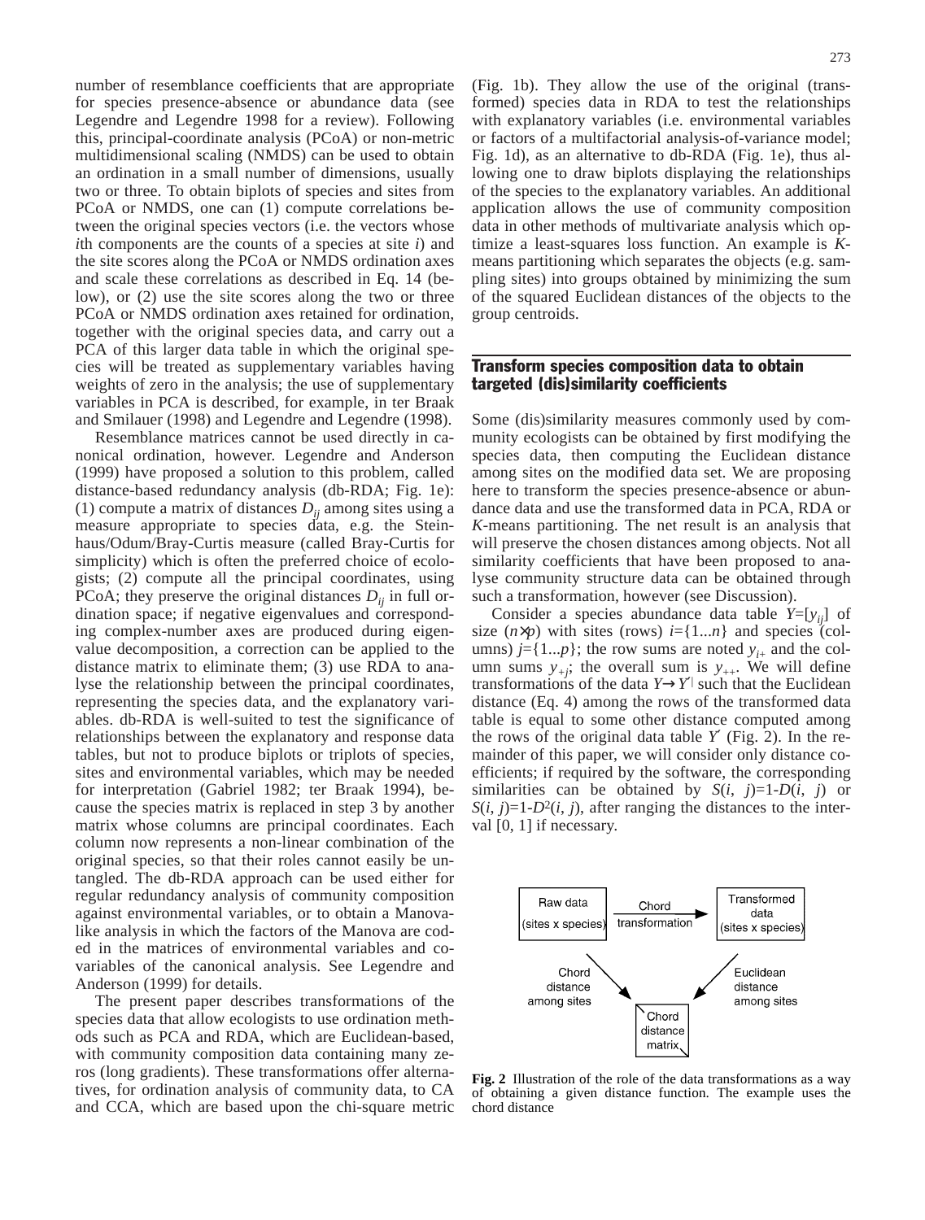number of resemblance coefficients that are appropriate for species presence-absence or abundance data (see Legendre and Legendre 1998 for a review). Following this, principal-coordinate analysis (PCoA) or non-metric multidimensional scaling (NMDS) can be used to obtain an ordination in a small number of dimensions, usually two or three. To obtain biplots of species and sites from PCoA or NMDS, one can (1) compute correlations between the original species vectors (i.e. the vectors whose *i*th components are the counts of a species at site *i*) and the site scores along the PCoA or NMDS ordination axes and scale these correlations as described in Eq. 14 (below), or (2) use the site scores along the two or three PCoA or NMDS ordination axes retained for ordination, together with the original species data, and carry out a PCA of this larger data table in which the original species will be treated as supplementary variables having weights of zero in the analysis; the use of supplementary variables in PCA is described, for example, in ter Braak and Smilauer (1998) and Legendre and Legendre (1998).

Resemblance matrices cannot be used directly in canonical ordination, however. Legendre and Anderson (1999) have proposed a solution to this problem, called distance-based redundancy analysis (db-RDA; Fig. 1e): (1) compute a matrix of distances $D_{ij}$ among sites using a measure appropriate to species data, e.g. the Steinhaus/Odum/Bray-Curtis measure (called Bray-Curtis for simplicity) which is often the preferred choice of ecologists; (2) compute all the principal coordinates, using PCoA; they preserve the original distances $D_{ij}$ in full ordination space; if negative eigenvalues and corresponding complex-number axes are produced during eigenvalue decomposition, a correction can be applied to the distance matrix to eliminate them; (3) use RDA to analyse the relationship between the principal coordinates, representing the species data, and the explanatory variables. db-RDA is well-suited to test the significance of relationships between the explanatory and response data tables, but not to produce biplots or triplots of species, sites and environmental variables, which may be needed for interpretation (Gabriel 1982; ter Braak 1994), because the species matrix is replaced in step 3 by another matrix whose columns are principal coordinates. Each column now represents a non-linear combination of the original species, so that their roles cannot easily be untangled. The db-RDA approach can be used either for regular redundancy analysis of community composition against environmental variables, or to obtain a Manova-like analysis in which the factors of the Manova are coded in the matrices of environmental variables and covariables of the canonical analysis. See Legendre and Anderson (1999) for details.

The present paper describes transformations of the species data that allow ecologists to use ordination methods such as PCA and RDA, which are Euclidean-based, with community composition data containing many zeros (long gradients). These transformations offer alternatives, for ordination analysis of community data, to CA and CCA, which are based upon the chi-square metric (Fig. 1b). They allow the use of the original (transformed) species data in RDA to test the relationships with explanatory variables (i.e. environmental variables or factors of a multifactorial analysis-of-variance model; Fig. 1d), as an alternative to db-RDA (Fig. 1e), thus allowing one to draw biplots displaying the relationships of the species to the explanatory variables. An additional application allows the use of community composition data in other methods of multivariate analysis which optimize a least-squares loss function. An example is *K*-means partitioning which separates the objects (e.g. sampling sites) into groups obtained by minimizing the sum of the squared Euclidean distances of the objects to the group centroids.

## Transform species composition data to obtain targeted (dis)similarity coefficients

Some (dis)similarity measures commonly used by community ecologists can be obtained by first modifying the species data, then computing the Euclidean distance among sites on the modified data set. We are proposing here to transform the species presence-absence or abundance data and use the transformed data in PCA, RDA or *K*-means partitioning. The net result is an analysis that will preserve the chosen distances among objects. Not all similarity coefficients that have been proposed to analyse community structure data can be obtained through such a transformation, however (see Discussion).

Consider a species abundance data table $Y=[y_{ij}]$ of size $(n \times p)$ with sites (rows) $i=\{1...n\}$ and species (columns) $j=\{1...p\}$; the row sums are noted $y_{i+}$ and the column sums $y_{+j}$; the overall sum is $y_{++}$. We will define transformations of the data $Y \rightarrow Y'$ such that the Euclidean distance (Eq. 4) among the rows of the transformed data table is equal to some other distance computed among the rows of the original data table $Y$ (Fig. 2). In the remainder of this paper, we will consider only distance coefficients; if required by the software, the corresponding similarities can be obtained by $S(i, j)=1-D(i, j)$ or $S(i, j)=1-D^2(i, j)$, after ranging the distances to the interval [0, 1] if necessary.

Raw data (sites x species) → Chord transformation → Transformed data (sites x species)
Chord distance among sites → Chord distance matrix ← Euclidean distance among sites

**Fig. 2** Illustration of the role of the data transformations as a way of obtaining a given distance function. The example uses the chord distance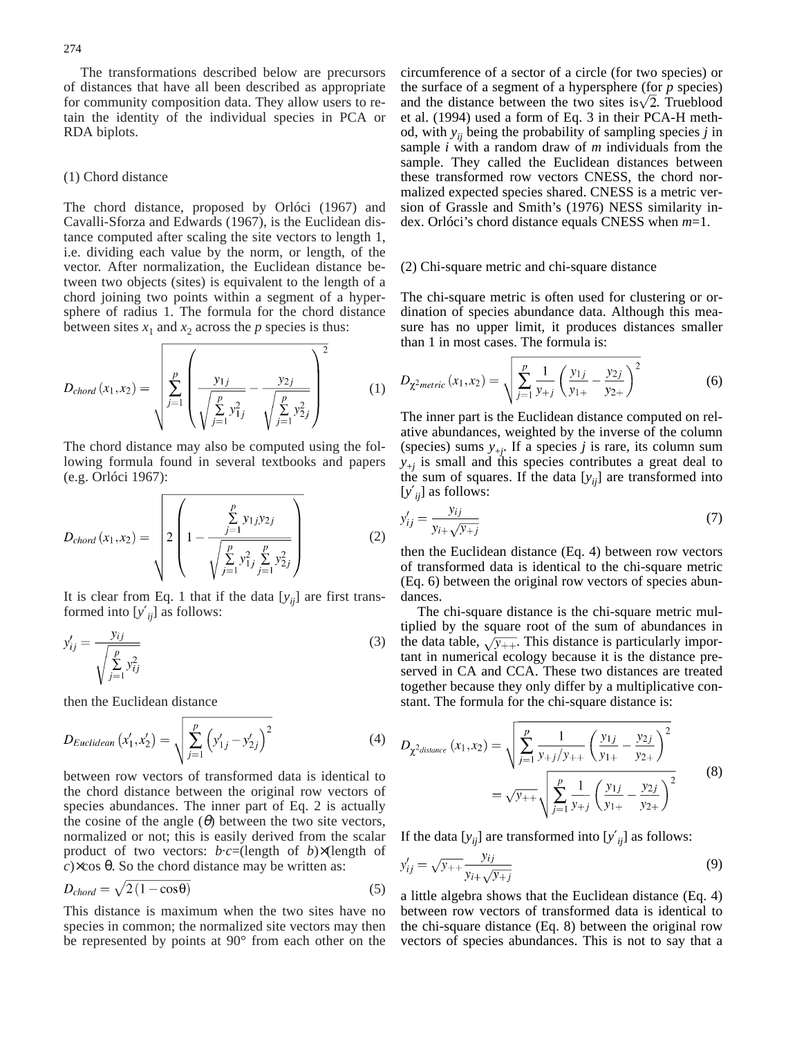The transformations described below are precursors of distances that have all been described as appropriate for community composition data. They allow users to retain the identity of the individual species in PCA or RDA biplots.

(1) Chord distance

The chord distance, proposed by Orlóci (1967) and Cavalli-Sforza and Edwards (1967), is the Euclidean distance computed after scaling the site vectors to length 1, i.e. dividing each value by the norm, or length, of the vector. After normalization, the Euclidean distance between two objects (sites) is equivalent to the length of a chord joining two points within a segment of a hypersphere of radius 1. The formula for the chord distance between sites $x_1$ and $x_2$ across the $p$ species is thus:

$$D_{chord}(x_1, x_2) = \sqrt{\sum_{j=1}^{p} \left( \frac{y_{1j}}{\sqrt{\sum_{j=1}^{p} y_{1j}^2}} - \frac{y_{2j}}{\sqrt{\sum_{j=1}^{p} y_{2j}^2}} \right)^2} \tag{1}$$

The chord distance may also be computed using the following formula found in several textbooks and papers (e.g. Orlóci 1967):

$$D_{chord}(x_1, x_2) = \sqrt{2\left(1 - \frac{\sum_{j=1}^{p} y_{1j} y_{2j}}{\sqrt{\sum_{j=1}^{p} y_{1j}^2 \sum_{j=1}^{p} y_{2j}^2}}\right)} \tag{2}$$

It is clear from Eq. 1 that if the data $[y_{ij}]$ are first transformed into $[y'_{ij}]$ as follows:

$$y'_{ij} = \frac{y_{ij}}{\sqrt{\sum_{j=1}^{p} y_{ij}^2}} \tag{3}$$

then the Euclidean distance

$$D_{Euclidean}(x'_1, x'_2) = \sqrt{\sum_{j=1}^{p} \left( y'_{1j} - y'_{2j} \right)^2} \tag{4}$$

between row vectors of transformed data is identical to the chord distance between the original row vectors of species abundances. The inner part of Eq. 2 is actually the cosine of the angle ($\theta$) between the two site vectors, normalized or not; this is easily derived from the scalar product of two vectors: $b \cdot c$=(length of $b$)×(length of $c$)×cos θ. So the chord distance may be written as:

$$D_{chord} = \sqrt{2(1 - \cos\theta)} \tag{5}$$

This distance is maximum when the two sites have no species in common; the normalized site vectors may then be represented by points at 90° from each other on the circumference of a sector of a circle (for two species) or the surface of a segment of a hypersphere (for $p$ species) and the distance between the two sites is $\sqrt{2}$. Trueblood et al. (1994) used a form of Eq. 3 in their PCA-H method, with $y_{ij}$ being the probability of sampling species $j$ in sample $i$ with a random draw of $m$ individuals from the sample. They called the Euclidean distances between these transformed row vectors CNESS, the chord normalized expected species shared. CNESS is a metric version of Grassle and Smith's (1976) NESS similarity index. Orlóci's chord distance equals CNESS when $m$=1.

(2) Chi-square metric and chi-square distance

The chi-square metric is often used for clustering or ordination of species abundance data. Although this measure has no upper limit, it produces distances smaller than 1 in most cases. The formula is:

$$D_{\chi^2 metric}(x_1, x_2) = \sqrt{\sum_{j=1}^{p} \frac{1}{y_{+j}} \left( \frac{y_{1j}}{y_{1+}} - \frac{y_{2j}}{y_{2+}} \right)^2} \tag{6}$$

The inner part is the Euclidean distance computed on relative abundances, weighted by the inverse of the column (species) sums $y_{+j}$. If a species $j$ is rare, its column sum $y_{+j}$ is small and this species contributes a great deal to the sum of squares. If the data $[y_{ij}]$ are transformed into $[y'_{ij}]$ as follows:

$$y'_{ij} = \frac{y_{ij}}{y_{i+}\sqrt{y_{+j}}} \tag{7}$$

then the Euclidean distance (Eq. 4) between row vectors of transformed data is identical to the chi-square metric (Eq. 6) between the original row vectors of species abundances.

The chi-square distance is the chi-square metric multiplied by the square root of the sum of abundances in the data table, $\sqrt{y_{++}}$. This distance is particularly important in numerical ecology because it is the distance preserved in CA and CCA. These two distances are treated together because they only differ by a multiplicative constant. The formula for the chi-square distance is:

$$D_{\chi^2 distance}(x_1, x_2) = \sqrt{\sum_{j=1}^{p} \frac{1}{y_{+j}/y_{++}} \left( \frac{y_{1j}}{y_{1+}} - \frac{y_{2j}}{y_{2+}} \right)^2} = \sqrt{y_{++}} \sqrt{\sum_{j=1}^{p} \frac{1}{y_{+j}} \left( \frac{y_{1j}}{y_{1+}} - \frac{y_{2j}}{y_{2+}} \right)^2} \tag{8}$$

If the data $[y_{ij}]$ are transformed into $[y'_{ij}]$ as follows:

$$y'_{ij} = \sqrt{y_{++}} \frac{y_{ij}}{y_{i+}\sqrt{y_{+j}}} \tag{9}$$

a little algebra shows that the Euclidean distance (Eq. 4) between row vectors of transformed data is identical to the chi-square distance (Eq. 8) between the original row vectors of species abundances. This is not to say that a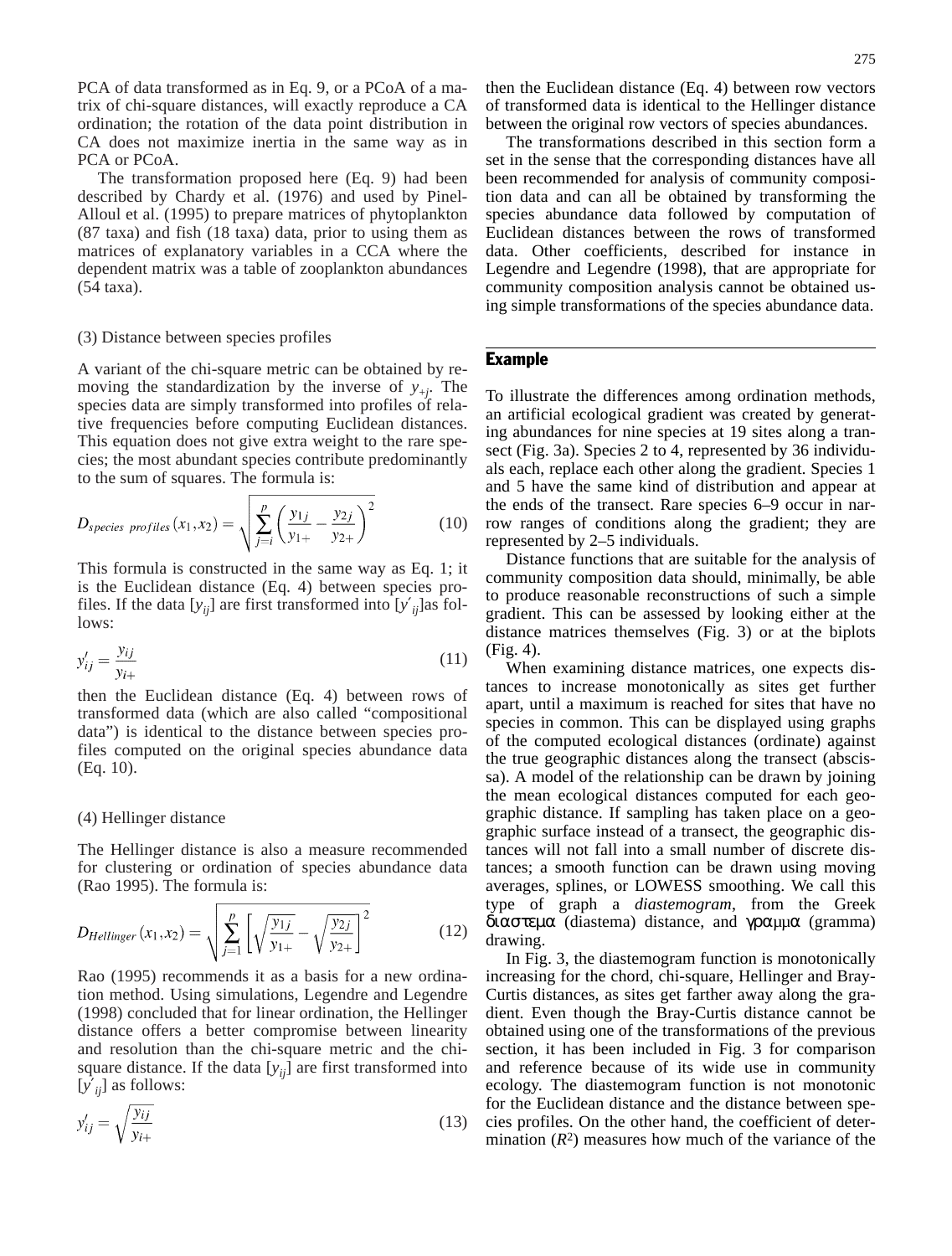PCA of data transformed as in Eq. 9, or a PCoA of a matrix of chi-square distances, will exactly reproduce a CA ordination; the rotation of the data point distribution in CA does not maximize inertia in the same way as in PCA or PCoA.

The transformation proposed here (Eq. 9) had been described by Chardy et al. (1976) and used by Pinel-Alloul et al. (1995) to prepare matrices of phytoplankton (87 taxa) and fish (18 taxa) data, prior to using them as matrices of explanatory variables in a CCA where the dependent matrix was a table of zooplankton abundances (54 taxa).

### (3) Distance between species profiles

A variant of the chi-square metric can be obtained by removing the standardization by the inverse of $y_{+j}$. The species data are simply transformed into profiles of relative frequencies before computing Euclidean distances. This equation does not give extra weight to the rare species; the most abundant species contribute predominantly to the sum of squares. The formula is:

$$D_{species\ profiles}(x_1,x_2) = \sqrt{\sum_{j=i}^{p}\left(\frac{y_{1j}}{y_{1+}} - \frac{y_{2j}}{y_{2+}}\right)^2} \qquad (10)$$

This formula is constructed in the same way as Eq. 1; it is the Euclidean distance (Eq. 4) between species profiles. If the data $[y_{ij}]$ are first transformed into $[y'_{ij}]$as follows:

$$y'_{ij} = \frac{y_{ij}}{y_{i+}} \qquad (11)$$

then the Euclidean distance (Eq. 4) between rows of transformed data (which are also called "compositional data") is identical to the distance between species profiles computed on the original species abundance data (Eq. 10).

### (4) Hellinger distance

The Hellinger distance is also a measure recommended for clustering or ordination of species abundance data (Rao 1995). The formula is:

$$D_{Hellinger}(x_1,x_2) = \sqrt{\sum_{j=1}^{p}\left[\sqrt{\frac{y_{1j}}{y_{1+}}} - \sqrt{\frac{y_{2j}}{y_{2+}}}\right]^2} \qquad (12)$$

Rao (1995) recommends it as a basis for a new ordination method. Using simulations, Legendre and Legendre (1998) concluded that for linear ordination, the Hellinger distance offers a better compromise between linearity and resolution than the chi-square metric and the chi-square distance. If the data $[y_{ij}]$ are first transformed into $[y'_{ij}]$ as follows:

$$y'_{ij} = \sqrt{\frac{y_{ij}}{y_{i+}}} \qquad (13)$$

then the Euclidean distance (Eq. 4) between row vectors of transformed data is identical to the Hellinger distance between the original row vectors of species abundances.

The transformations described in this section form a set in the sense that the corresponding distances have all been recommended for analysis of community composition data and can all be obtained by transforming the species abundance data followed by computation of Euclidean distances between the rows of transformed data. Other coefficients, described for instance in Legendre and Legendre (1998), that are appropriate for community composition analysis cannot be obtained using simple transformations of the species abundance data.

## Example

To illustrate the differences among ordination methods, an artificial ecological gradient was created by generating abundances for nine species at 19 sites along a transect (Fig. 3a). Species 2 to 4, represented by 36 individuals each, replace each other along the gradient. Species 1 and 5 have the same kind of distribution and appear at the ends of the transect. Rare species 6–9 occur in narrow ranges of conditions along the gradient; they are represented by 2–5 individuals.

Distance functions that are suitable for the analysis of community composition data should, minimally, be able to produce reasonable reconstructions of such a simple gradient. This can be assessed by looking either at the distance matrices themselves (Fig. 3) or at the biplots (Fig. 4).

When examining distance matrices, one expects distances to increase monotonically as sites get further apart, until a maximum is reached for sites that have no species in common. This can be displayed using graphs of the computed ecological distances (ordinate) against the true geographic distances along the transect (abscissa). A model of the relationship can be drawn by joining the mean ecological distances computed for each geographic distance. If sampling has taken place on a geographic surface instead of a transect, the geographic distances will not fall into a small number of discrete distances; a smooth function can be drawn using moving averages, splines, or LOWESS smoothing. We call this type of graph a *diastemogram*, from the Greek διαστεμα (diastema) distance, and γραμμα (gramma) drawing.

In Fig. 3, the diastemogram function is monotonically increasing for the chord, chi-square, Hellinger and Bray-Curtis distances, as sites get farther away along the gradient. Even though the Bray-Curtis distance cannot be obtained using one of the transformations of the previous section, it has been included in Fig. 3 for comparison and reference because of its wide use in community ecology. The diastemogram function is not monotonic for the Euclidean distance and the distance between species profiles. On the other hand, the coefficient of determination ($R^2$) measures how much of the variance of the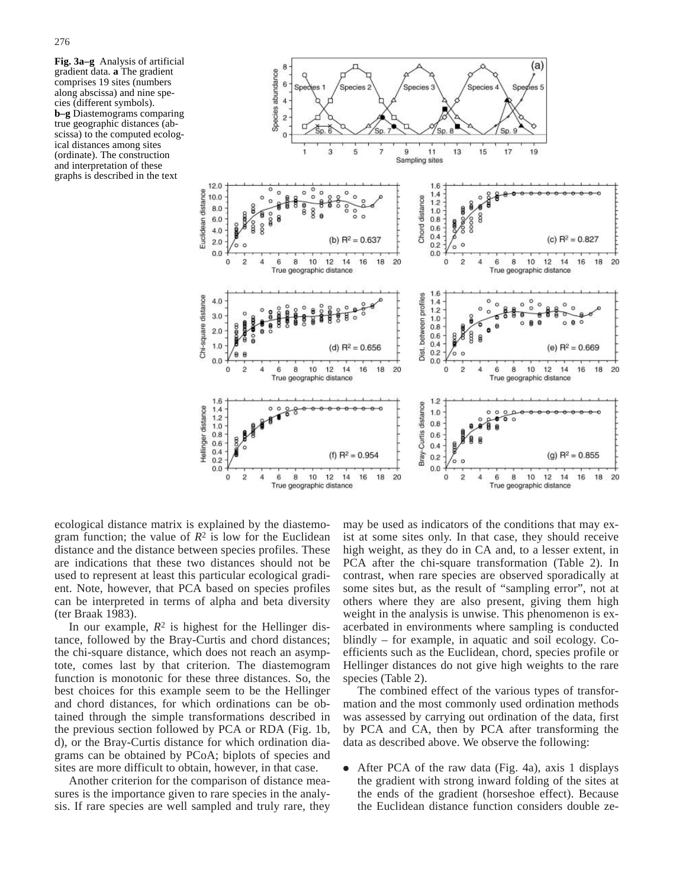**Fig. 3a–g** Analysis of artificial gradient data. **a** The gradient comprises 19 sites (numbers along abscissa) and nine species (different symbols). **b–g** Diastemograms comparing true geographic distances (abscissa) to the computed ecological distances among sites (ordinate). The construction and interpretation of these graphs is described in the text

ecological distance matrix is explained by the diastemogram function; the value of $R^2$ is low for the Euclidean distance and the distance between species profiles. These are indications that these two distances should not be used to represent at least this particular ecological gradient. Note, however, that PCA based on species profiles can be interpreted in terms of alpha and beta diversity (ter Braak 1983).

In our example, $R^2$ is highest for the Hellinger distance, followed by the Bray-Curtis and chord distances; the chi-square distance, which does not reach an asymptote, comes last by that criterion. The diastemogram function is monotonic for these three distances. So, the best choices for this example seem to be the Hellinger and chord distances, for which ordinations can be obtained through the simple transformations described in the previous section followed by PCA or RDA (Fig. 1b, d), or the Bray-Curtis distance for which ordination diagrams can be obtained by PCoA; biplots of species and sites are more difficult to obtain, however, in that case.

Another criterion for the comparison of distance measures is the importance given to rare species in the analysis. If rare species are well sampled and truly rare, they may be used as indicators of the conditions that may exist at some sites only. In that case, they should receive high weight, as they do in CA and, to a lesser extent, in PCA after the chi-square transformation (Table 2). In contrast, when rare species are observed sporadically at some sites but, as the result of "sampling error", not at others where they are also present, giving them high weight in the analysis is unwise. This phenomenon is exacerbated in environments where sampling is conducted blindly – for example, in aquatic and soil ecology. Coefficients such as the Euclidean, chord, species profile or Hellinger distances do not give high weights to the rare species (Table 2).

The combined effect of the various types of transformation and the most commonly used ordination methods was assessed by carrying out ordination of the data, first by PCA and CA, then by PCA after transforming the data as described above. We observe the following:

- After PCA of the raw data (Fig. 4a), axis 1 displays the gradient with strong inward folding of the sites at the ends of the gradient (horseshoe effect). Because the Euclidean distance function considers double ze-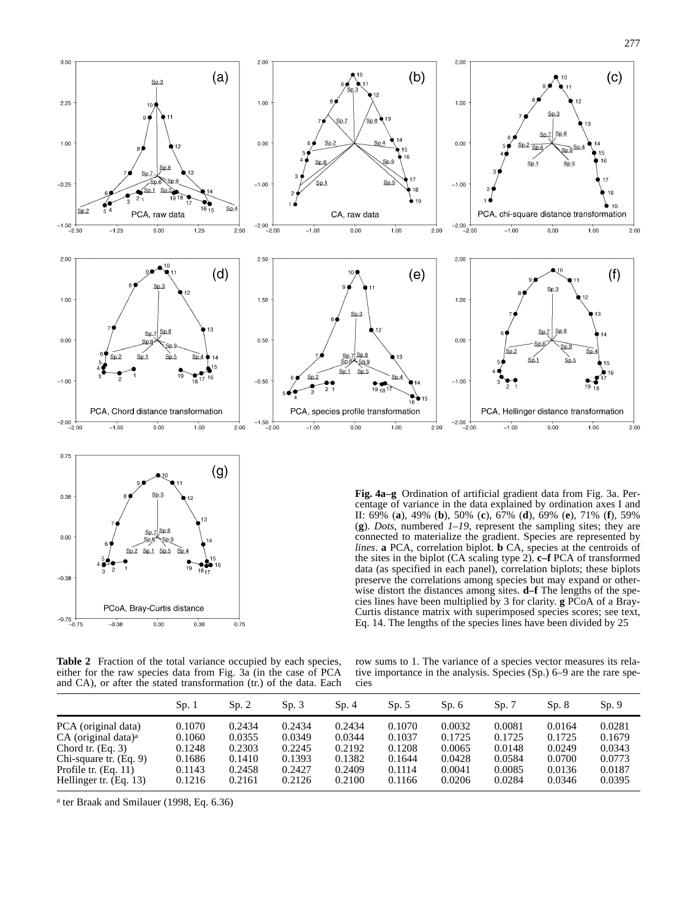**Fig. 4a–g** Ordination of artificial gradient data from Fig. 3a. Percentage of variance in the data explained by ordination axes I and II: 69% (**a**), 49% (**b**), 50% (**c**), 67% (**d**), 69% (**e**), 71% (**f**), 59% (**g**). *Dots*, numbered *1–19*, represent the sampling sites; they are connected to materialize the gradient. Species are represented by *lines*. **a** PCA, correlation biplot. **b** CA, species at the centroids of the sites in the biplot (CA scaling type 2). **c–f** PCA of transformed data (as specified in each panel), correlation biplots; these biplots preserve the correlations among species but may expand or otherwise distort the distances among sites. **d–f** The lengths of the species lines have been multiplied by 3 for clarity. **g** PCoA of a Bray-Curtis distance matrix with superimposed species scores; see text, Eq. 14. The lengths of the species lines have been divided by 25

**Table 2** Fraction of the total variance occupied by each species, either for the raw species data from Fig. 3a (in the case of PCA and CA), or after the stated transformation (tr.) of the data. Each row sums to 1. The variance of a species vector measures its relative importance in the analysis. Species (Sp.) 6–9 are the rare species

| | Sp. 1 | Sp. 2 | Sp. 3 | Sp. 4 | Sp. 5 | Sp. 6 | Sp. 7 | Sp. 8 | Sp. 9 |
|---|---|---|---|---|---|---|---|---|---|
| PCA (original data) | 0.1070 | 0.2434 | 0.2434 | 0.2434 | 0.1070 | 0.0032 | 0.0081 | 0.0164 | 0.0281 |
| CA (original data)[a] | 0.1060 | 0.0355 | 0.0349 | 0.0344 | 0.1037 | 0.1725 | 0.1725 | 0.1725 | 0.1679 |
| Chord tr. (Eq. 3) | 0.1248 | 0.2303 | 0.2245 | 0.2192 | 0.1208 | 0.0065 | 0.0148 | 0.0249 | 0.0343 |
| Chi-square tr. (Eq. 9) | 0.1686 | 0.1410 | 0.1393 | 0.1382 | 0.1644 | 0.0428 | 0.0584 | 0.0700 | 0.0773 |
| Profile tr. (Eq. 11) | 0.1143 | 0.2458 | 0.2427 | 0.2409 | 0.1114 | 0.0041 | 0.0085 | 0.0136 | 0.0187 |
| Hellinger tr. (Eq. 13) | 0.1216 | 0.2161 | 0.2126 | 0.2100 | 0.1166 | 0.0206 | 0.0284 | 0.0346 | 0.0395 |

[a] ter Braak and Smilauer (1998, Eq. 6.36)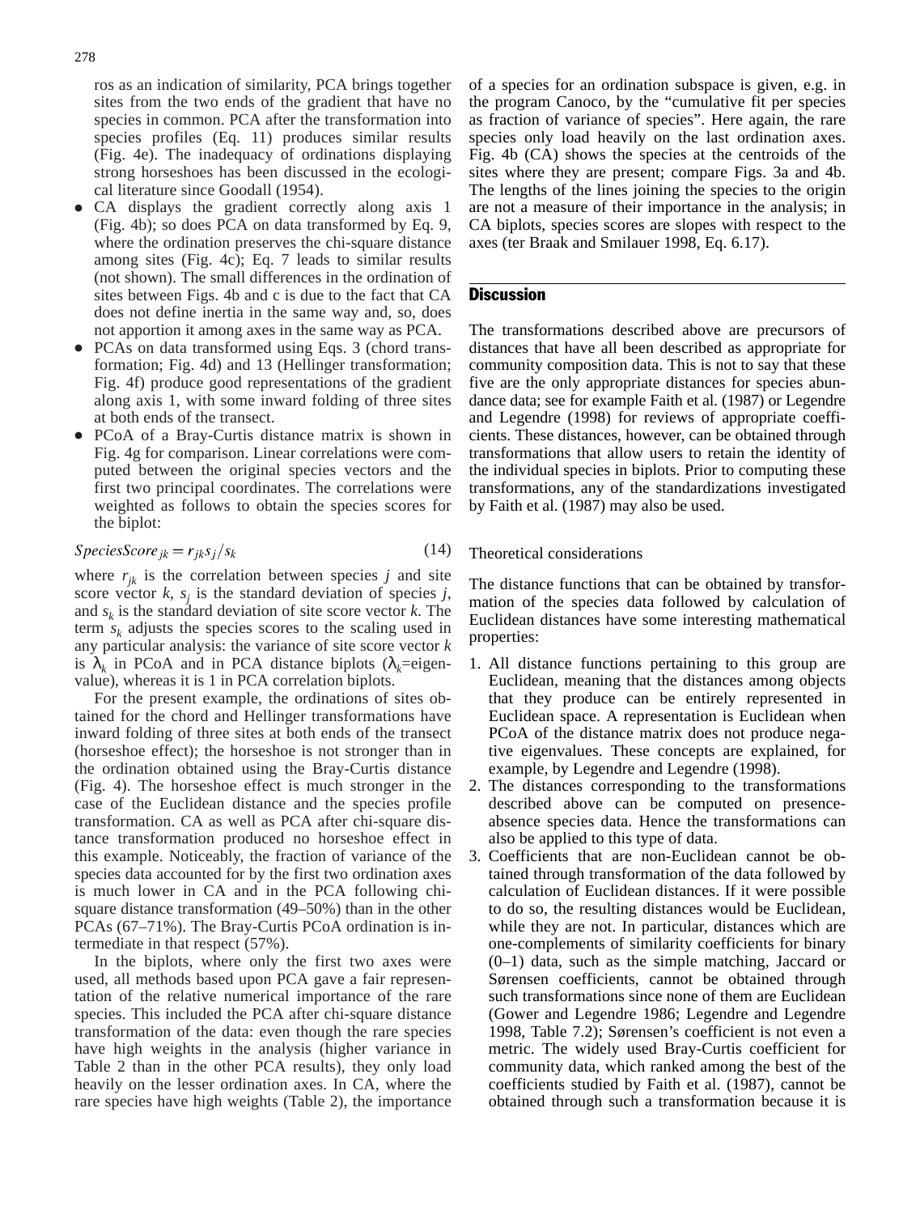ros as an indication of similarity, PCA brings together sites from the two ends of the gradient that have no species in common. PCA after the transformation into species profiles (Eq. 11) produces similar results (Fig. 4e). The inadequacy of ordinations displaying strong horseshoes has been discussed in the ecological literature since Goodall (1954).

- CA displays the gradient correctly along axis 1 (Fig. 4b); so does PCA on data transformed by Eq. 9, where the ordination preserves the chi-square distance among sites (Fig. 4c); Eq. 7 leads to similar results (not shown). The small differences in the ordination of sites between Figs. 4b and c is due to the fact that CA does not define inertia in the same way and, so, does not apportion it among axes in the same way as PCA.
- PCAs on data transformed using Eqs. 3 (chord transformation; Fig. 4d) and 13 (Hellinger transformation; Fig. 4f) produce good representations of the gradient along axis 1, with some inward folding of three sites at both ends of the transect.
- PCoA of a Bray-Curtis distance matrix is shown in Fig. 4g for comparison. Linear correlations were computed between the original species vectors and the first two principal coordinates. The correlations were weighted as follows to obtain the species scores for the biplot:

$$SpeciesScore_{jk} = r_{jk} s_j / s_k \tag{14}$$

where $r_{jk}$ is the correlation between species $j$ and site score vector $k$, $s_j$ is the standard deviation of species $j$, and $s_k$ is the standard deviation of site score vector $k$. The term $s_k$ adjusts the species scores to the scaling used in any particular analysis: the variance of site score vector $k$ is $\lambda_k$ in PCoA and in PCA distance biplots ($\lambda_k$=eigenvalue), whereas it is 1 in PCA correlation biplots.

For the present example, the ordinations of sites obtained for the chord and Hellinger transformations have inward folding of three sites at both ends of the transect (horseshoe effect); the horseshoe is not stronger than in the ordination obtained using the Bray-Curtis distance (Fig. 4). The horseshoe effect is much stronger in the case of the Euclidean distance and the species profile transformation. CA as well as PCA after chi-square distance transformation produced no horseshoe effect in this example. Noticeably, the fraction of variance of the species data accounted for by the first two ordination axes is much lower in CA and in the PCA following chi-square distance transformation (49–50%) than in the other PCAs (67–71%). The Bray-Curtis PCoA ordination is intermediate in that respect (57%).

In the biplots, where only the first two axes were used, all methods based upon PCA gave a fair representation of the relative numerical importance of the rare species. This included the PCA after chi-square distance transformation of the data: even though the rare species have high weights in the analysis (higher variance in Table 2 than in the other PCA results), they only load heavily on the lesser ordination axes. In CA, where the rare species have high weights (Table 2), the importance of a species for an ordination subspace is given, e.g. in the program Canoco, by the "cumulative fit per species as fraction of variance of species". Here again, the rare species only load heavily on the last ordination axes. Fig. 4b (CA) shows the species at the centroids of the sites where they are present; compare Figs. 3a and 4b. The lengths of the lines joining the species to the origin are not a measure of their importance in the analysis; in CA biplots, species scores are slopes with respect to the axes (ter Braak and Smilauer 1998, Eq. 6.17).

## Discussion

The transformations described above are precursors of distances that have all been described as appropriate for community composition data. This is not to say that these five are the only appropriate distances for species abundance data; see for example Faith et al. (1987) or Legendre and Legendre (1998) for reviews of appropriate coefficients. These distances, however, can be obtained through transformations that allow users to retain the identity of the individual species in biplots. Prior to computing these transformations, any of the standardizations investigated by Faith et al. (1987) may also be used.

### Theoretical considerations

The distance functions that can be obtained by transformation of the species data followed by calculation of Euclidean distances have some interesting mathematical properties:

1. All distance functions pertaining to this group are Euclidean, meaning that the distances among objects that they produce can be entirely represented in Euclidean space. A representation is Euclidean when PCoA of the distance matrix does not produce negative eigenvalues. These concepts are explained, for example, by Legendre and Legendre (1998).
2. The distances corresponding to the transformations described above can be computed on presence-absence species data. Hence the transformations can also be applied to this type of data.
3. Coefficients that are non-Euclidean cannot be obtained through transformation of the data followed by calculation of Euclidean distances. If it were possible to do so, the resulting distances would be Euclidean, while they are not. In particular, distances which are one-complements of similarity coefficients for binary (0–1) data, such as the simple matching, Jaccard or Sørensen coefficients, cannot be obtained through such transformations since none of them are Euclidean (Gower and Legendre 1986; Legendre and Legendre 1998, Table 7.2); Sørensen's coefficient is not even a metric. The widely used Bray-Curtis coefficient for community data, which ranked among the best of the coefficients studied by Faith et al. (1987), cannot be obtained through such a transformation because it is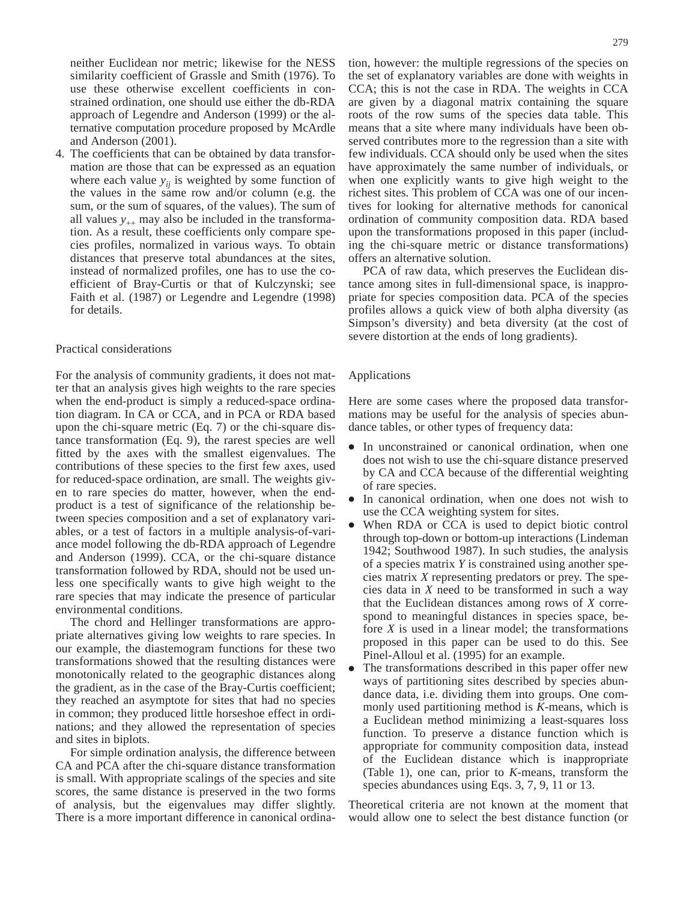neither Euclidean nor metric; likewise for the NESS similarity coefficient of Grassle and Smith (1976). To use these otherwise excellent coefficients in constrained ordination, one should use either the db-RDA approach of Legendre and Anderson (1999) or the alternative computation procedure proposed by McArdle and Anderson (2001).

4. The coefficients that can be obtained by data transformation are those that can be expressed as an equation where each value $y_{ij}$ is weighted by some function of the values in the same row and/or column (e.g. the sum, or the sum of squares, of the values). The sum of all values $y_{++}$ may also be included in the transformation. As a result, these coefficients only compare species profiles, normalized in various ways. To obtain distances that preserve total abundances at the sites, instead of normalized profiles, one has to use the coefficient of Bray-Curtis or that of Kulczynski; see Faith et al. (1987) or Legendre and Legendre (1998) for details.

## Practical considerations

For the analysis of community gradients, it does not matter that an analysis gives high weights to the rare species when the end-product is simply a reduced-space ordination diagram. In CA or CCA, and in PCA or RDA based upon the chi-square metric (Eq. 7) or the chi-square distance transformation (Eq. 9), the rarest species are well fitted by the axes with the smallest eigenvalues. The contributions of these species to the first few axes, used for reduced-space ordination, are small. The weights given to rare species do matter, however, when the end-product is a test of significance of the relationship between species composition and a set of explanatory variables, or a test of factors in a multiple analysis-of-variance model following the db-RDA approach of Legendre and Anderson (1999). CCA, or the chi-square distance transformation followed by RDA, should not be used unless one specifically wants to give high weight to the rare species that may indicate the presence of particular environmental conditions.

The chord and Hellinger transformations are appropriate alternatives giving low weights to rare species. In our example, the diastemogram functions for these two transformations showed that the resulting distances were monotonically related to the geographic distances along the gradient, as in the case of the Bray-Curtis coefficient; they reached an asymptote for sites that had no species in common; they produced little horseshoe effect in ordinations; and they allowed the representation of species and sites in biplots.

For simple ordination analysis, the difference between CA and PCA after the chi-square distance transformation is small. With appropriate scalings of the species and site scores, the same distance is preserved in the two forms of analysis, but the eigenvalues may differ slightly. There is a more important difference in canonical ordination, however: the multiple regressions of the species on the set of explanatory variables are done with weights in CCA; this is not the case in RDA. The weights in CCA are given by a diagonal matrix containing the square roots of the row sums of the species data table. This means that a site where many individuals have been observed contributes more to the regression than a site with few individuals. CCA should only be used when the sites have approximately the same number of individuals, or when one explicitly wants to give high weight to the richest sites. This problem of CCA was one of our incentives for looking for alternative methods for canonical ordination of community composition data. RDA based upon the transformations proposed in this paper (including the chi-square metric or distance transformations) offers an alternative solution.

PCA of raw data, which preserves the Euclidean distance among sites in full-dimensional space, is inappropriate for species composition data. PCA of the species profiles allows a quick view of both alpha diversity (as Simpson's diversity) and beta diversity (at the cost of severe distortion at the ends of long gradients).

## Applications

Here are some cases where the proposed data transformations may be useful for the analysis of species abundance tables, or other types of frequency data:

- In unconstrained or canonical ordination, when one does not wish to use the chi-square distance preserved by CA and CCA because of the differential weighting of rare species.
- In canonical ordination, when one does not wish to use the CCA weighting system for sites.
- When RDA or CCA is used to depict biotic control through top-down or bottom-up interactions (Lindeman 1942; Southwood 1987). In such studies, the analysis of a species matrix $Y$ is constrained using another species matrix $X$ representing predators or prey. The species data in $X$ need to be transformed in such a way that the Euclidean distances among rows of $X$ correspond to meaningful distances in species space, before $X$ is used in a linear model; the transformations proposed in this paper can be used to do this. See Pinel-Alloul et al. (1995) for an example.
- The transformations described in this paper offer new ways of partitioning sites described by species abundance data, i.e. dividing them into groups. One commonly used partitioning method is $K$-means, which is a Euclidean method minimizing a least-squares loss function. To preserve a distance function which is appropriate for community composition data, instead of the Euclidean distance which is inappropriate (Table 1), one can, prior to $K$-means, transform the species abundances using Eqs. 3, 7, 9, 11 or 13.

Theoretical criteria are not known at the moment that would allow one to select the best distance function (or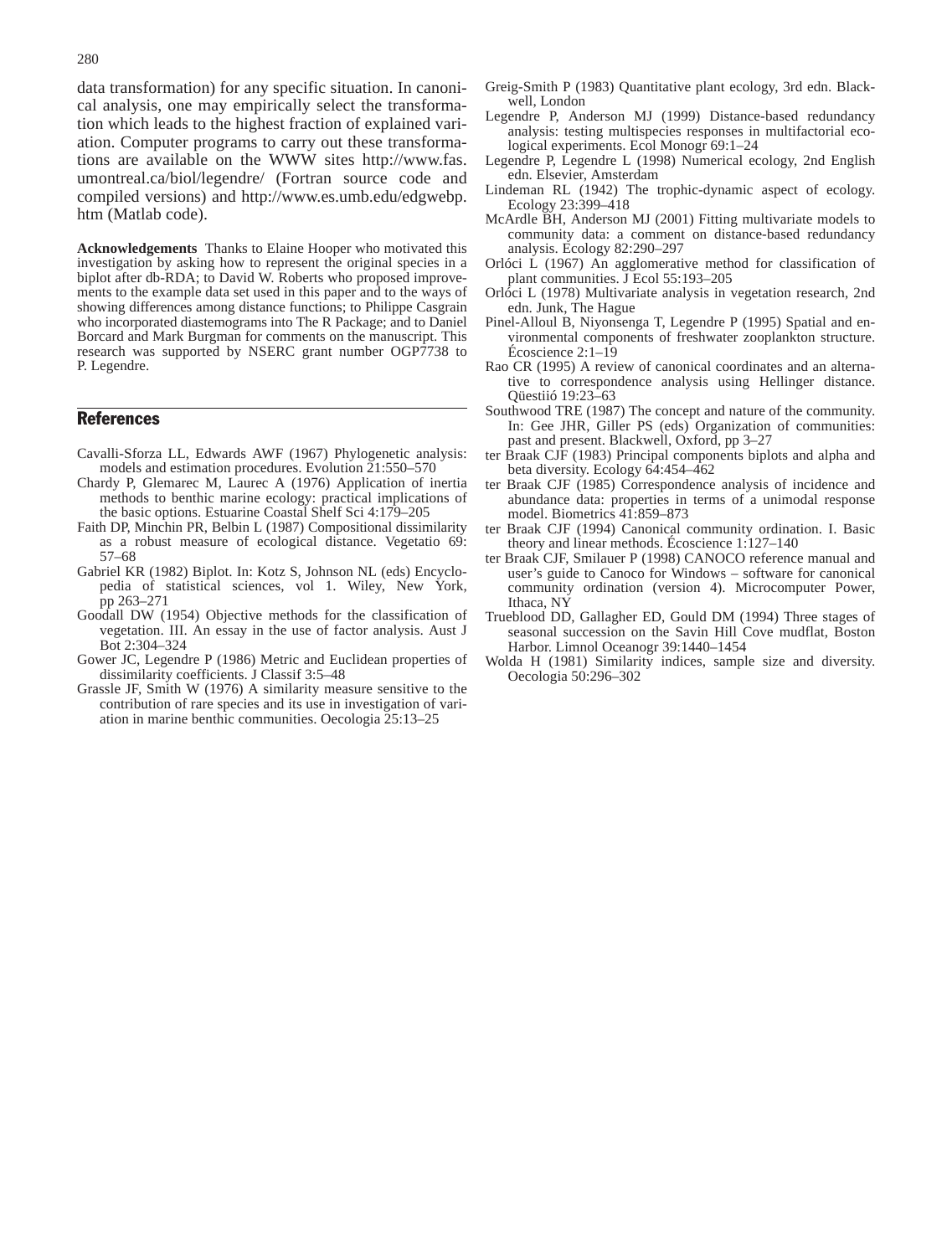data transformation) for any specific situation. In canonical analysis, one may empirically select the transformation which leads to the highest fraction of explained variation. Computer programs to carry out these transformations are available on the WWW sites http://www.fas.umontreal.ca/biol/legendre/ (Fortran source code and compiled versions) and http://www.es.umb.edu/edgwebp.htm (Matlab code).

**Acknowledgements** Thanks to Elaine Hooper who motivated this investigation by asking how to represent the original species in a biplot after db-RDA; to David W. Roberts who proposed improvements to the example data set used in this paper and to the ways of showing differences among distance functions; to Philippe Casgrain who incorporated diastemograms into The R Package; and to Daniel Borcard and Mark Burgman for comments on the manuscript. This research was supported by NSERC grant number OGP7738 to P. Legendre.

## References

Cavalli-Sforza LL, Edwards AWF (1967) Phylogenetic analysis: models and estimation procedures. Evolution 21:550–570

Chardy P, Glemarec M, Laurec A (1976) Application of inertia methods to benthic marine ecology: practical implications of the basic options. Estuarine Coastal Shelf Sci 4:179–205

Faith DP, Minchin PR, Belbin L (1987) Compositional dissimilarity as a robust measure of ecological distance. Vegetatio 69: 57–68

Gabriel KR (1982) Biplot. In: Kotz S, Johnson NL (eds) Encyclopedia of statistical sciences, vol 1. Wiley, New York, pp 263–271

Goodall DW (1954) Objective methods for the classification of vegetation. III. An essay in the use of factor analysis. Aust J Bot 2:304–324

Gower JC, Legendre P (1986) Metric and Euclidean properties of dissimilarity coefficients. J Classif 3:5–48

Grassle JF, Smith W (1976) A similarity measure sensitive to the contribution of rare species and its use in investigation of variation in marine benthic communities. Oecologia 25:13–25

Greig-Smith P (1983) Quantitative plant ecology, 3rd edn. Blackwell, London

Legendre P, Anderson MJ (1999) Distance-based redundancy analysis: testing multispecies responses in multifactorial ecological experiments. Ecol Monogr 69:1–24

Legendre P, Legendre L (1998) Numerical ecology, 2nd English edn. Elsevier, Amsterdam

Lindeman RL (1942) The trophic-dynamic aspect of ecology. Ecology 23:399–418

McArdle BH, Anderson MJ (2001) Fitting multivariate models to community data: a comment on distance-based redundancy analysis. Ecology 82:290–297

Orlóci L (1967) An agglomerative method for classification of plant communities. J Ecol 55:193–205

Orlóci L (1978) Multivariate analysis in vegetation research, 2nd edn. Junk, The Hague

Pinel-Alloul B, Niyonsenga T, Legendre P (1995) Spatial and environmental components of freshwater zooplankton structure. Écoscience 2:1–19

Rao CR (1995) A review of canonical coordinates and an alternative to correspondence analysis using Hellinger distance. Qüestiió 19:23–63

Southwood TRE (1987) The concept and nature of the community. In: Gee JHR, Giller PS (eds) Organization of communities: past and present. Blackwell, Oxford, pp 3–27

ter Braak CJF (1983) Principal components biplots and alpha and beta diversity. Ecology 64:454–462

ter Braak CJF (1985) Correspondence analysis of incidence and abundance data: properties in terms of a unimodal response model. Biometrics 41:859–873

ter Braak CJF (1994) Canonical community ordination. I. Basic theory and linear methods. Écoscience 1:127–140

ter Braak CJF, Smilauer P (1998) CANOCO reference manual and user's guide to Canoco for Windows – software for canonical community ordination (version 4). Microcomputer Power, Ithaca, NY

Trueblood DD, Gallagher ED, Gould DM (1994) Three stages of seasonal succession on the Savin Hill Cove mudflat, Boston Harbor. Limnol Oceanogr 39:1440–1454

Wolda H (1981) Similarity indices, sample size and diversity. Oecologia 50:296–302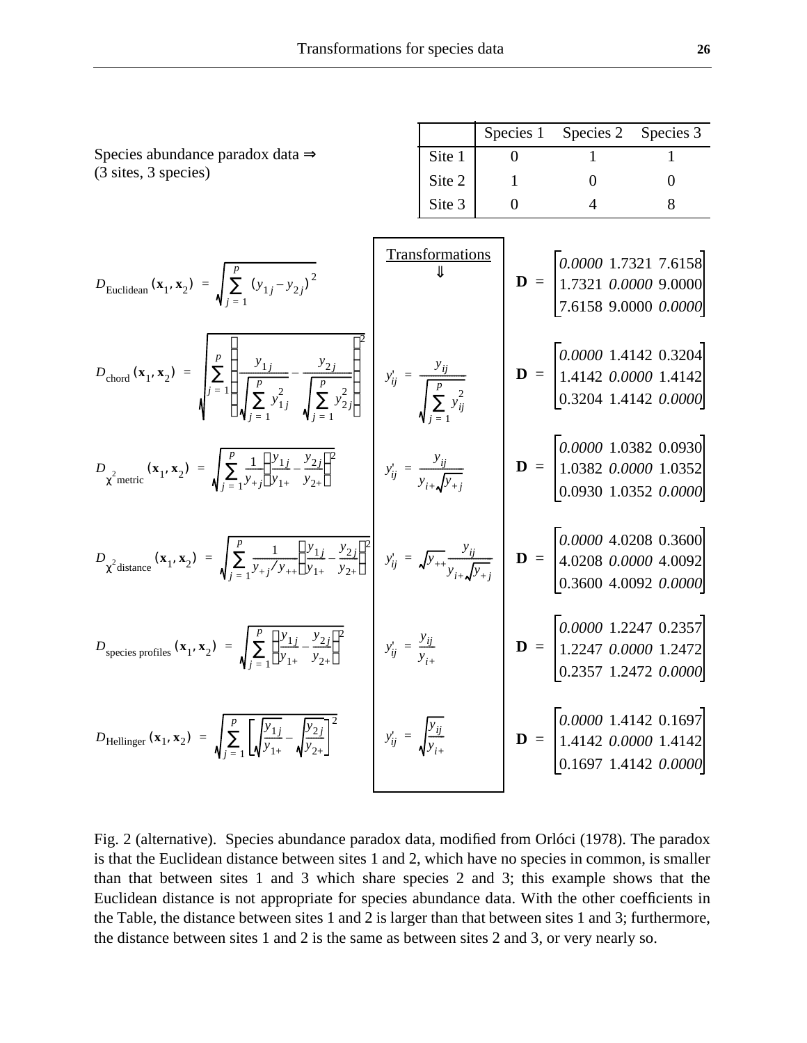Species abundance paradox data ⇒
(3 sites, 3 species)

| | Species 1 | Species 2 | Species 3 |
|---|---|---|---|
| Site 1 | 0 | 1 | 1 |
| Site 2 | 1 | 0 | 0 |
| Site 3 | 0 | 4 | 8 |

Transformations ⇓

$$D_{\text{Euclidean}}(\mathbf{x}_1, \mathbf{x}_2) = \sqrt{\sum_{j=1}^{p} (y_{1j} - y_{2j})^2} \qquad \mathbf{D} = \begin{bmatrix} 0.0000 & 1.7321 & 7.6158 \\ 1.7321 & 0.0000 & 9.0000 \\ 7.6158 & 9.0000 & 0.0000 \end{bmatrix}$$

$$D_{\text{chord}}(\mathbf{x}_1, \mathbf{x}_2) = \sqrt{\sum_{j=1}^{p} \left( \frac{y_{1j}}{\sqrt{\sum_{j=1}^{p} y_{1j}^2}} - \frac{y_{2j}}{\sqrt{\sum_{j=1}^{p} y_{2j}^2}} \right)^2} \qquad y'_{ij} = \frac{y_{ij}}{\sqrt{\sum_{j=1}^{p} y_{ij}^2}} \qquad \mathbf{D} = \begin{bmatrix} 0.0000 & 1.4142 & 0.3204 \\ 1.4142 & 0.0000 & 1.4142 \\ 0.3204 & 1.4142 & 0.0000 \end{bmatrix}$$

$$D_{\chi^2\text{metric}}(\mathbf{x}_1, \mathbf{x}_2) = \sqrt{\sum_{j=1}^{p} \frac{1}{y_{+j}} \left( \frac{y_{1j}}{y_{1+}} - \frac{y_{2j}}{y_{2+}} \right)^2} \qquad y'_{ij} = \frac{y_{ij}}{y_{i+}\sqrt{y_{+j}}} \qquad \mathbf{D} = \begin{bmatrix} 0.0000 & 1.0382 & 0.0930 \\ 1.0382 & 0.0000 & 1.0352 \\ 0.0930 & 1.0352 & 0.0000 \end{bmatrix}$$

$$D_{\chi^2\text{distance}}(\mathbf{x}_1, \mathbf{x}_2) = \sqrt{\sum_{j=1}^{p} \frac{1}{y_{+j}/y_{++}} \left( \frac{y_{1j}}{y_{1+}} - \frac{y_{2j}}{y_{2+}} \right)^2} \qquad y'_{ij} = \sqrt{y_{++}} \frac{y_{ij}}{y_{i+}\sqrt{y_{+j}}} \qquad \mathbf{D} = \begin{bmatrix} 0.0000 & 4.0208 & 0.3600 \\ 4.0208 & 0.0000 & 4.0092 \\ 0.3600 & 4.0092 & 0.0000 \end{bmatrix}$$

$$D_{\text{species profiles}}(\mathbf{x}_1, \mathbf{x}_2) = \sqrt{\sum_{j=1}^{p} \left( \frac{y_{1j}}{y_{1+}} - \frac{y_{2j}}{y_{2+}} \right)^2} \qquad y'_{ij} = \frac{y_{ij}}{y_{i+}} \qquad \mathbf{D} = \begin{bmatrix} 0.0000 & 1.2247 & 0.2357 \\ 1.2247 & 0.0000 & 1.2472 \\ 0.2357 & 1.2472 & 0.0000 \end{bmatrix}$$

$$D_{\text{Hellinger}}(\mathbf{x}_1, \mathbf{x}_2) = \sqrt{\sum_{j=1}^{p} \left[ \sqrt{\frac{y_{1j}}{y_{1+}}} - \sqrt{\frac{y_{2j}}{y_{2+}}} \right]^2} \qquad y'_{ij} = \sqrt{\frac{y_{ij}}{y_{i+}}} \qquad \mathbf{D} = \begin{bmatrix} 0.0000 & 1.4142 & 0.1697 \\ 1.4142 & 0.0000 & 1.4142 \\ 0.1697 & 1.4142 & 0.0000 \end{bmatrix}$$

Fig. 2 (alternative). Species abundance paradox data, modified from Orlóci (1978). The paradox is that the Euclidean distance between sites 1 and 2, which have no species in common, is smaller than that between sites 1 and 3 which share species 2 and 3; this example shows that the Euclidean distance is not appropriate for species abundance data. With the other coefficients in the Table, the distance between sites 1 and 2 is larger than that between sites 1 and 3; furthermore, the distance between sites 1 and 2 is the same as between sites 2 and 3, or very nearly so.